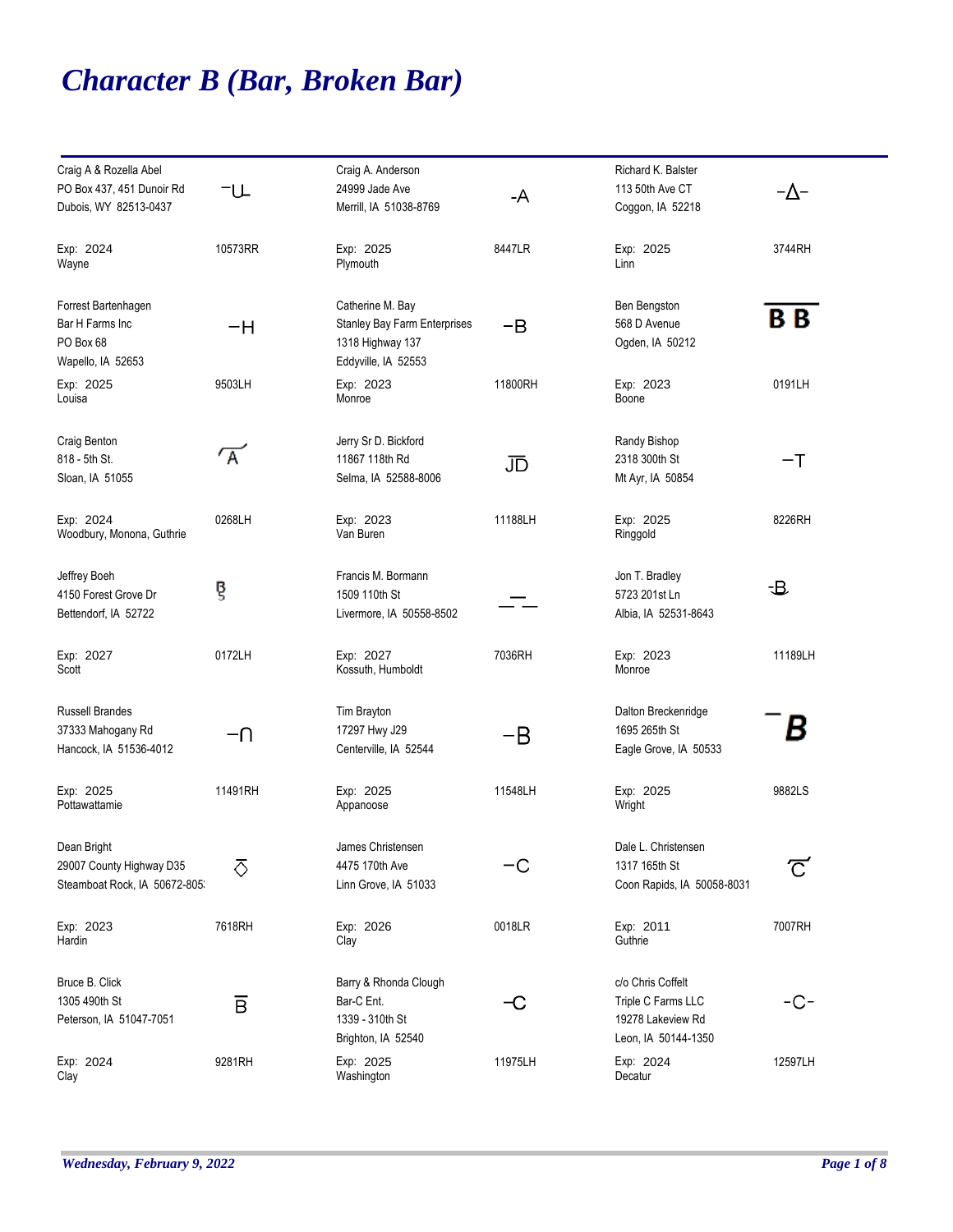# *Character B (Bar, Broken Bar)*

| Name / Address | Brand | Name / Address | Brand | Name / Address | Brand |
|---|---|---|---|---|---|
| Craig A & Rozella Abel<br>PO Box 437, 451 Dunoir Rd<br>Dubois, WY 82513-0437 | ‾U‾ | Craig A. Anderson<br>24999 Jade Ave<br>Merrill, IA 51038-8769 | -A | Richard K. Balster<br>113 50th Ave CT<br>Coggon, IA 52218 | -Δ- |
| Exp: 2024<br>Wayne | 10573RR | Exp: 2025<br>Plymouth | 8447LR | Exp: 2025<br>Linn | 3744RH |
| Forrest Bartenhagen<br>Bar H Farms Inc<br>PO Box 68<br>Wapello, IA 52653 | −H | Catherine M. Bay<br>Stanley Bay Farm Enterprises<br>1318 Highway 137<br>Eddyville, IA 52553 | −B | Ben Bengston<br>568 D Avenue<br>Ogden, IA 50212 | B B |
| Exp: 2025<br>Louisa | 9503LH | Exp: 2023<br>Monroe | 11800RH | Exp: 2023<br>Boone | 0191LH |
| Craig Benton<br>818 - 5th St.<br>Sloan, IA 51055 | A | Jerry Sr D. Bickford<br>11867 118th Rd<br>Selma, IA 52588-8006 | JD | Randy Bishop<br>2318 300th St<br>Mt Ayr, IA 50854 | −T |
| Exp: 2024<br>Woodbury, Monona, Guthrie | 0268LH | Exp: 2023<br>Van Buren | 11188LH | Exp: 2025<br>Ringgold | 8226RH |
| Jeffrey Boeh<br>4150 Forest Grove Dr<br>Bettendorf, IA 52722 | B S | Francis M. Bormann<br>1509 110th St<br>Livermore, IA 50558-8502 | — — — | Jon T. Bradley<br>5723 201st Ln<br>Albia, IA 52531-8643 | -B |
| Exp: 2027<br>Scott | 0172LH | Exp: 2027<br>Kossuth, Humboldt | 7036RH | Exp: 2023<br>Monroe | 11189LH |
| Russell Brandes<br>37333 Mahogany Rd<br>Hancock, IA 51536-4012 | −∩ | Tim Brayton<br>17297 Hwy J29<br>Centerville, IA 52544 | −B | Dalton Breckenridge<br>1695 265th St<br>Eagle Grove, IA 50533 | −B |
| Exp: 2025<br>Pottawattamie | 11491RH | Exp: 2025<br>Appanoose | 11548LH | Exp: 2025<br>Wright | 9882LS |
| Dean Bright<br>29007 County Highway D35<br>Steamboat Rock, IA 50672-805 | ◇ | James Christensen<br>4475 170th Ave<br>Linn Grove, IA 51033 | −C | Dale L. Christensen<br>1317 165th St<br>Coon Rapids, IA 50058-8031 | C |
| Exp: 2023<br>Hardin | 7618RH | Exp: 2026<br>Clay | 0018LR | Exp: 2011<br>Guthrie | 7007RH |
| Bruce B. Click<br>1305 490th St<br>Peterson, IA 51047-7051 | B | Barry & Rhonda Clough<br>Bar-C Ent.<br>1339 - 310th St<br>Brighton, IA 52540 | −C | c/o Chris Coffelt<br>Triple C Farms LLC<br>19278 Lakeview Rd<br>Leon, IA 50144-1350 | -C- |
| Exp: 2024<br>Clay | 9281RH | Exp: 2025<br>Washington | 11975LH | Exp: 2024<br>Decatur | 12597LH |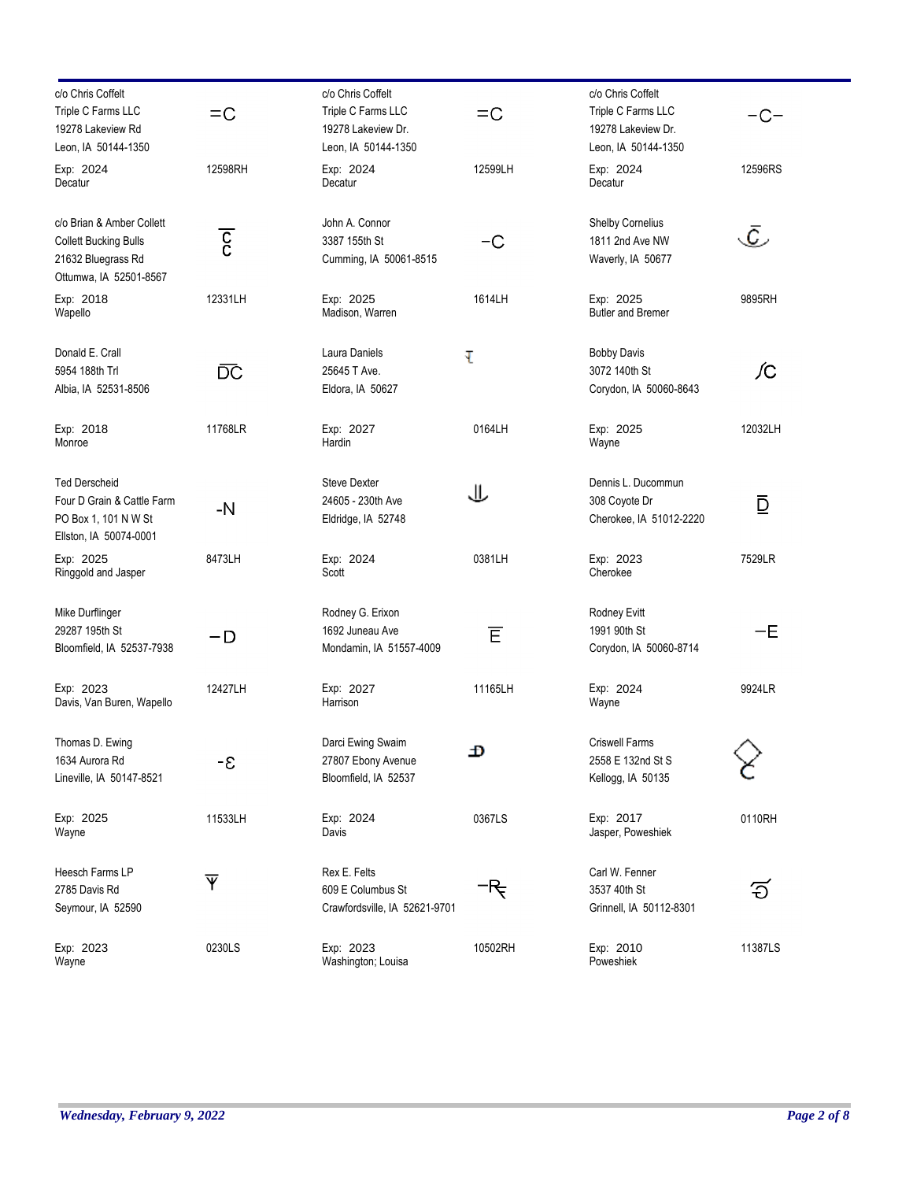| Owner | Brand | Owner | Brand | Owner | Brand |
|---|---|---|---|---|---|
| c/o Chris Coffelt<br>Triple C Farms LLC<br>19278 Lakeview Rd<br>Leon, IA 50144-1350<br>Exp: 2024<br>Decatur | =C<br>12598RH | c/o Chris Coffelt<br>Triple C Farms LLC<br>19278 Lakeview Dr.<br>Leon, IA 50144-1350<br>Exp: 2024<br>Decatur | =C<br>12599LH | c/o Chris Coffelt<br>Triple C Farms LLC<br>19278 Lakeview Dr.<br>Leon, IA 50144-1350<br>Exp: 2024<br>Decatur | -C-<br>12596RS |
| c/o Brian & Amber Collett<br>Collett Bucking Bulls<br>21632 Bluegrass Rd<br>Ottumwa, IA 52501-8567<br>Exp: 2018<br>Wapello | 12331LH | John A. Connor<br>3387 155th St<br>Cumming, IA 50061-8515<br>Exp: 2025<br>Madison, Warren | -C<br>1614LH | Shelby Cornelius<br>1811 2nd Ave NW<br>Waverly, IA 50677<br>Exp: 2025<br>Butler and Bremer | 9895RH |
| Donald E. Crall<br>5954 188th Trl<br>Albia, IA 52531-8506<br>Exp: 2018<br>Monroe | DC<br>11768LR | Laura Daniels<br>25645 T Ave.<br>Eldora, IA 50627<br>Exp: 2027<br>Hardin | 0164LH | Bobby Davis<br>3072 140th St<br>Corydon, IA 50060-8643<br>Exp: 2025<br>Wayne | 12032LH |
| Ted Derscheid<br>Four D Grain & Cattle Farm<br>PO Box 1, 101 N W St<br>Ellston, IA 50074-0001<br>Exp: 2025<br>Ringgold and Jasper | -N<br>8473LH | Steve Dexter<br>24605 - 230th Ave<br>Eldridge, IA 52748<br>Exp: 2024<br>Scott | 0381LH | Dennis L. Ducommun<br>308 Coyote Dr<br>Cherokee, IA 51012-2220<br>Exp: 2023<br>Cherokee | D<br>7529LR |
| Mike Durflinger<br>29287 195th St<br>Bloomfield, IA 52537-7938<br>Exp: 2023<br>Davis, Van Buren, Wapello | -D<br>12427LH | Rodney G. Erixon<br>1692 Juneau Ave<br>Mondamin, IA 51557-4009<br>Exp: 2027<br>Harrison | E<br>11165LH | Rodney Evitt<br>1991 90th St<br>Corydon, IA 50060-8714<br>Exp: 2024<br>Wayne | -E<br>9924LR |
| Thomas D. Ewing<br>1634 Aurora Rd<br>Lineville, IA 50147-8521<br>Exp: 2025<br>Wayne | -Ɛ<br>11533LH | Darci Ewing Swaim<br>27807 Ebony Avenue<br>Bloomfield, IA 52537<br>Exp: 2024<br>Davis | 0367LS | Criswell Farms<br>2558 E 132nd St S<br>Kellogg, IA 50135<br>Exp: 2017<br>Jasper, Poweshiek | 0110RH |
| Heesch Farms LP<br>2785 Davis Rd<br>Seymour, IA 52590<br>Exp: 2023<br>Wayne | 0230LS | Rex E. Felts<br>609 E Columbus St<br>Crawfordsville, IA 52621-9701<br>Exp: 2023<br>Washington; Louisa | -R<br>10502RH | Carl W. Fenner<br>3537 40th St<br>Grinnell, IA 50112-8301<br>Exp: 2010<br>Poweshiek | 11387LS |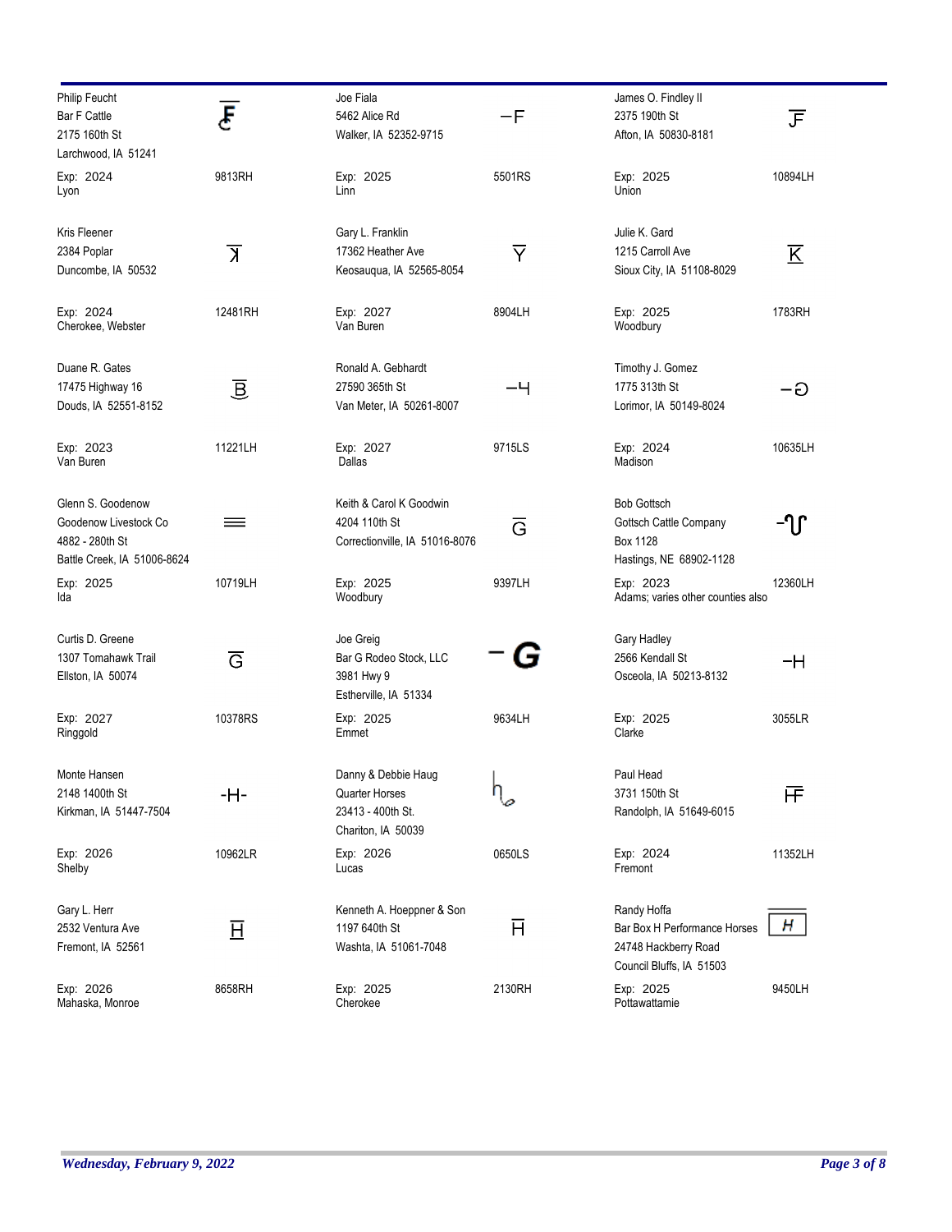Philip Feucht
Bar F Cattle
2175 160th St
Larchwood, IA 51241

Exp: 2024 — 9813RH
Lyon

Joe Fiala
5462 Alice Rd
Walker, IA 52352-9715

Exp: 2025 — 5501RS
Linn

James O. Findley II
2375 190th St
Afton, IA 50830-8181

Exp: 2025 — 10894LH
Union

Kris Fleener
2384 Poplar
Duncombe, IA 50532

Exp: 2024 — 12481RH
Cherokee, Webster

Gary L. Franklin
17362 Heather Ave
Keosauqua, IA 52565-8054

Exp: 2027 — 8904LH
Van Buren

Julie K. Gard
1215 Carroll Ave
Sioux City, IA 51108-8029

Exp: 2025 — 1783RH
Woodbury

Duane R. Gates
17475 Highway 16
Douds, IA 52551-8152

Exp: 2023 — 11221LH
Van Buren

Ronald A. Gebhardt
27590 365th St
Van Meter, IA 50261-8007

Exp: 2027 — 9715LS
Dallas

Timothy J. Gomez
1775 313th St
Lorimor, IA 50149-8024

Exp: 2024 — 10635LH
Madison

Glenn S. Goodenow
Goodenow Livestock Co
4882 - 280th St
Battle Creek, IA 51006-8624

Exp: 2025 — 10719LH
Ida

Keith & Carol K Goodwin
4204 110th St
Correctionville, IA 51016-8076

Exp: 2025 — 9397LH
Woodbury

Bob Gottsch
Gottsch Cattle Company
Box 1128
Hastings, NE 68902-1128

Exp: 2023 — 12360LH
Adams; varies other counties also

Curtis D. Greene
1307 Tomahawk Trail
Ellston, IA 50074

Exp: 2027 — 10378RS
Ringgold

Joe Greig
Bar G Rodeo Stock, LLC
3981 Hwy 9
Estherville, IA 51334

Exp: 2025 — 9634LH
Emmet

Gary Hadley
2566 Kendall St
Osceola, IA 50213-8132

Exp: 2025 — 3055LR
Clarke

Monte Hansen
2148 1400th St
Kirkman, IA 51447-7504

Exp: 2026 — 10962LR
Shelby

Danny & Debbie Haug
Quarter Horses
23413 - 400th St.
Chariton, IA 50039

Exp: 2026 — 0650LS
Lucas

Paul Head
3731 150th St
Randolph, IA 51649-6015

Exp: 2024 — 11352LH
Fremont

Gary L. Herr
2532 Ventura Ave
Fremont, IA 52561

Exp: 2026 — 8658RH
Mahaska, Monroe

Kenneth A. Hoeppner & Son
1197 640th St
Washta, IA 51061-7048

Exp: 2025 — 2130RH
Cherokee

Randy Hoffa
Bar Box H Performance Horses
24748 Hackberry Road
Council Bluffs, IA 51503

Exp: 2025 — 9450LH
Pottawattamie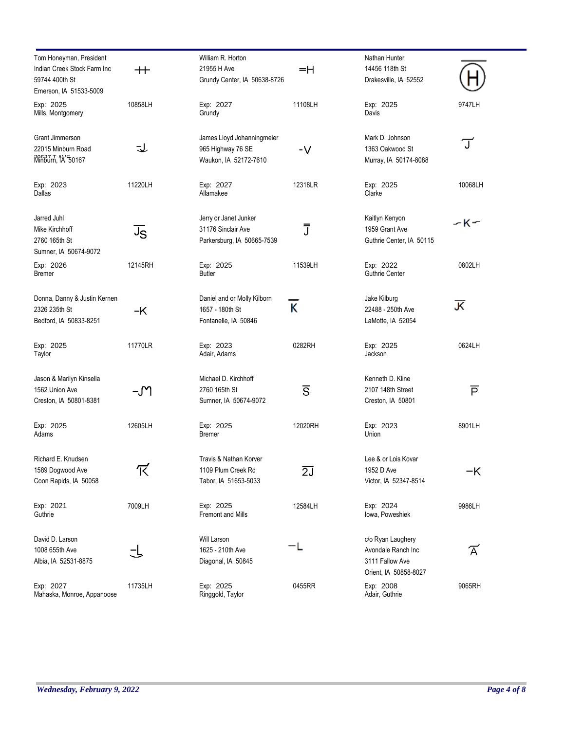Tom Honeyman, President
Indian Creek Stock Farm Inc
59744 400th St
Emerson, IA 51533-5009

Exp: 2025
Mills, Montgomery
10858LH

William R. Horton
21955 H Ave
Grundy Center, IA 50638-8726

Exp: 2027
Grundy
11108LH

Nathan Hunter
14456 118th St
Drakesville, IA 52552

Exp: 2025
Davis
9747LH

Grant Jimmerson
22015 Minburn Road
Minburn, IA 50167

Exp: 2023
Dallas
11220LH

James Lloyd Johanningmeier
965 Highway 76 SE
Waukon, IA 52172-7610

Exp: 2027
Allamakee
12318LR

Mark D. Johnson
1363 Oakwood St
Murray, IA 50174-8088

Exp: 2025
Clarke
10068LH

Jarred Juhl
Mike Kirchhoff
2760 165th St
Sumner, IA 50674-9072

Exp: 2026
Bremer
12145RH

Jerry or Janet Junker
31176 Sinclair Ave
Parkersburg, IA 50665-7539

Exp: 2025
Butler
11539LH

Kaitlyn Kenyon
1959 Grant Ave
Guthrie Center, IA 50115

Exp: 2022
Guthrie Center
0802LH

Donna, Danny & Justin Kernen
2326 235th St
Bedford, IA 50833-8251

Exp: 2025
Taylor
11770LR

Daniel and or Molly Kilborn
1657 - 180th St
Fontanelle, IA 50846

Exp: 2023
Adair, Adams
0282RH

Jake Kilburg
22488 - 250th Ave
LaMotte, IA 52054

Exp: 2025
Jackson
0624LH

Jason & Marilyn Kinsella
1562 Union Ave
Creston, IA 50801-8381

Exp: 2025
Adams
12605LH

Michael D. Kirchhoff
2760 165th St
Sumner, IA 50674-9072

Exp: 2025
Bremer
12020RH

Kenneth D. Kline
2107 148th Street
Creston, IA 50801

Exp: 2023
Union
8901LH

Richard E. Knudsen
1589 Dogwood Ave
Coon Rapids, IA 50058

Exp: 2021
Guthrie
7009LH

Travis & Nathan Korver
1109 Plum Creek Rd
Tabor, IA 51653-5033

Exp: 2025
Fremont and Mills
12584LH

Lee & or Lois Kovar
1952 D Ave
Victor, IA 52347-8514

Exp: 2024
Iowa, Poweshiek
9986LH

David D. Larson
1008 655th Ave
Albia, IA 52531-8875

Exp: 2027
Mahaska, Monroe, Appanoose
11735LH

Will Larson
1625 - 210th Ave
Diagonal, IA 50845

Exp: 2025
Ringgold, Taylor
0455RR

c/o Ryan Laughery
Avondale Ranch Inc
3111 Fallow Ave
Orient, IA 50858-8027

Exp: 2008
Adair, Guthrie
9065RH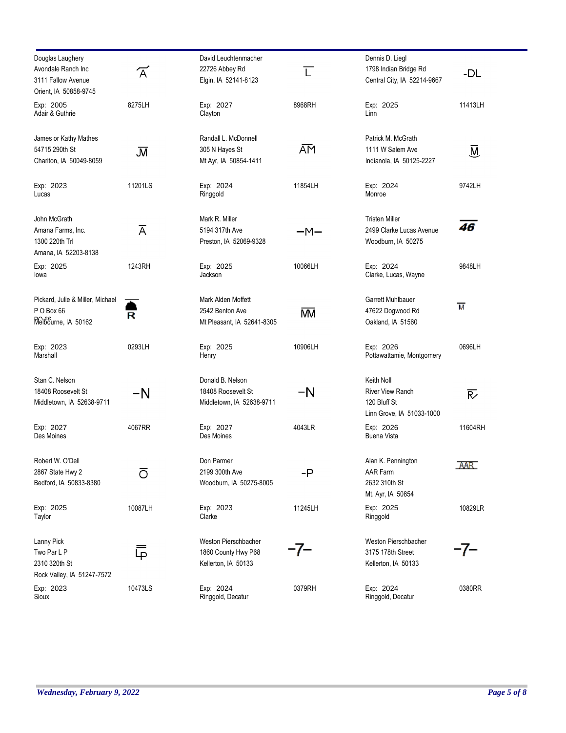| Name / Address | Brand | Name / Address | Brand | Name / Address | Brand |
|---|---|---|---|---|---|
| Douglas Laughery<br>Avondale Ranch Inc<br>3111 Fallow Avenue<br>Orient, IA 50858-9745 | A | David Leuchtenmacher<br>22726 Abbey Rd<br>Elgin, IA 52141-8123 | L | Dennis D. Liegl<br>1798 Indian Bridge Rd<br>Central City, IA 52214-9667 | -DL |
| Exp: 2005<br>Adair & Guthrie | 8275LH | Exp: 2027<br>Clayton | 8968RH | Exp: 2025<br>Linn | 11413LH |
| James or Kathy Mathes<br>54715 290th St<br>Chariton, IA 50049-8059 | JM | Randall L. McDonnell<br>305 N Hayes St<br>Mt Ayr, IA 50854-1411 | AM | Patrick M. McGrath<br>1111 W Salem Ave<br>Indianola, IA 50125-2227 | M |
| Exp: 2023<br>Lucas | 11201LS | Exp: 2024<br>Ringgold | 11854LH | Exp: 2024<br>Monroe | 9742LH |
| John McGrath<br>Amana Farms, Inc.<br>1300 220th Trl<br>Amana, IA 52203-8138 | A | Mark R. Miller<br>5194 317th Ave<br>Preston, IA 52069-9328 | -M- | Tristen Miller<br>2499 Clarke Lucas Avenue<br>Woodburn, IA 50275 | 46 |
| Exp: 2025<br>Iowa | 1243RH | Exp: 2025<br>Jackson | 10066LH | Exp: 2024<br>Clarke, Lucas, Wayne | 9848LH |
| Pickard, Julie & Miller, Michael<br>P O Box 66<br>Melbourne, IA 50162 | R | Mark Alden Moffett<br>2542 Benton Ave<br>Mt Pleasant, IA 52641-8305 | MM | Garrett Muhlbauer<br>47622 Dogwood Rd<br>Oakland, IA 51560 | M |
| Exp: 2023<br>Marshall | 0293LH | Exp: 2025<br>Henry | 10906LH | Exp: 2026<br>Pottawattamie, Montgomery | 0696LH |
| Stan C. Nelson<br>18408 Roosevelt St<br>Middletown, IA 52638-9711 | -N | Donald B. Nelson<br>18408 Roosevelt St<br>Middletown, IA 52638-9711 | -N | Keith Noll<br>River View Ranch<br>120 Bluff St<br>Linn Grove, IA 51033-1000 | R |
| Exp: 2027<br>Des Moines | 4067RR | Exp: 2027<br>Des Moines | 4043LR | Exp: 2026<br>Buena Vista | 11604RH |
| Robert W. O'Dell<br>2867 State Hwy 2<br>Bedford, IA 50833-8380 | O | Don Parmer<br>2199 300th Ave<br>Woodburn, IA 50275-8005 | -P | Alan K. Pennington<br>AAR Farm<br>2632 310th St<br>Mt. Ayr, IA 50854 | AAR |
| Exp: 2025<br>Taylor | 10087LH | Exp: 2023<br>Clarke | 11245LH | Exp: 2025<br>Ringgold | 10829LR |
| Lanny Pick<br>Two Par L P<br>2310 320th St<br>Rock Valley, IA 51247-7572 | LP | Weston Pierschbacher<br>1860 County Hwy P68<br>Kellerton, IA 50133 | -7- | Weston Pierschbacher<br>3175 178th Street<br>Kellerton, IA 50133 | -7- |
| Exp: 2023<br>Sioux | 10473LS | Exp: 2024<br>Ringgold, Decatur | 0379RH | Exp: 2024<br>Ringgold, Decatur | 0380RR |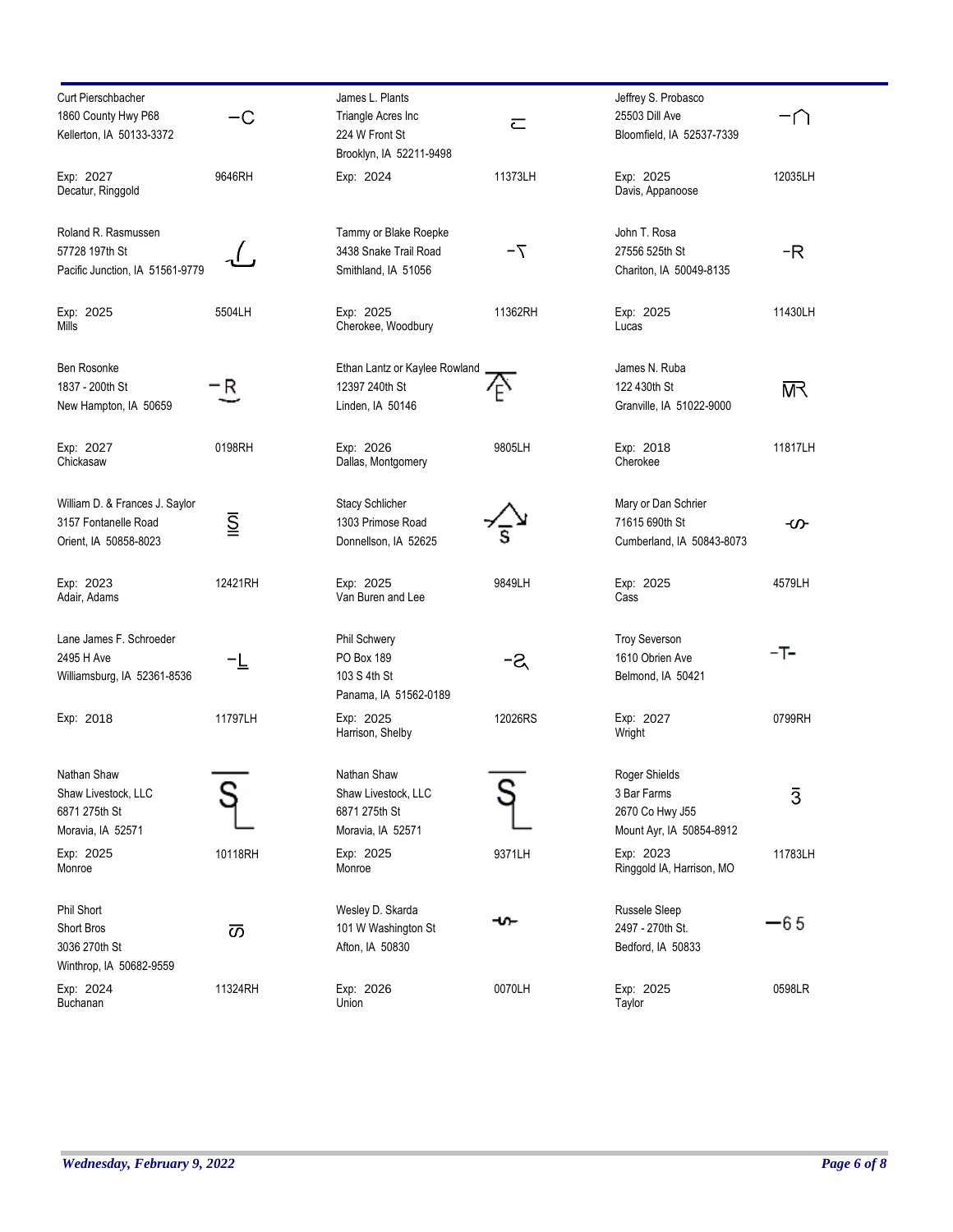Curt Pierschbacher
1860 County Hwy P68
Kellerton, IA 50133-3372
Exp: 2027
Decatur, Ringgold
9646RH

James L. Plants
Triangle Acres Inc
224 W Front St
Brooklyn, IA 52211-9498
Exp: 2024
11373LH

Jeffrey S. Probasco
25503 Dill Ave
Bloomfield, IA 52537-7339
Exp: 2025
Davis, Appanoose
12035LH

Roland R. Rasmussen
57728 197th St
Pacific Junction, IA 51561-9779
Exp: 2025
Mills
5504LH

Tammy or Blake Roepke
3438 Snake Trail Road
Smithland, IA 51056
Exp: 2025
Cherokee, Woodbury
11362RH

John T. Rosa
27556 525th St
Chariton, IA 50049-8135
Exp: 2025
Lucas
11430LH

Ben Rosonke
1837 - 200th St
New Hampton, IA 50659
Exp: 2027
Chickasaw
0198RH

Ethan Lantz or Kaylee Rowland
12397 240th St
Linden, IA 50146
Exp: 2026
Dallas, Montgomery
9805LH

James N. Ruba
122 430th St
Granville, IA 51022-9000
Exp: 2018
Cherokee
11817LH

William D. & Frances J. Saylor
3157 Fontanelle Road
Orient, IA 50858-8023
Exp: 2023
Adair, Adams
12421RH

Stacy Schlicher
1303 Primose Road
Donnellson, IA 52625
Exp: 2025
Van Buren and Lee
9849LH

Mary or Dan Schrier
71615 690th St
Cumberland, IA 50843-8073
Exp: 2025
Cass
4579LH

Lane James F. Schroeder
2495 H Ave
Williamsburg, IA 52361-8536
Exp: 2018
11797LH

Phil Schwery
PO Box 189
103 S 4th St
Panama, IA 51562-0189
Exp: 2025
Harrison, Shelby
12026RS

Troy Severson
1610 Obrien Ave
Belmond, IA 50421
Exp: 2027
Wright
0799RH

Nathan Shaw
Shaw Livestock, LLC
6871 275th St
Moravia, IA 52571
Exp: 2025
Monroe
10118RH

Nathan Shaw
Shaw Livestock, LLC
6871 275th St
Moravia, IA 52571
Exp: 2025
Monroe
9371LH

Roger Shields
3 Bar Farms
2670 Co Hwy J55
Mount Ayr, IA 50854-8912
Exp: 2023
Ringgold IA, Harrison, MO
11783LH

Phil Short
Short Bros
3036 270th St
Winthrop, IA 50682-9559
Exp: 2024
Buchanan
11324RH

Wesley D. Skarda
101 W Washington St
Afton, IA 50830
Exp: 2026
Union
0070LH

Russele Sleep
2497 - 270th St.
Bedford, IA 50833
Exp: 2025
Taylor
0598LR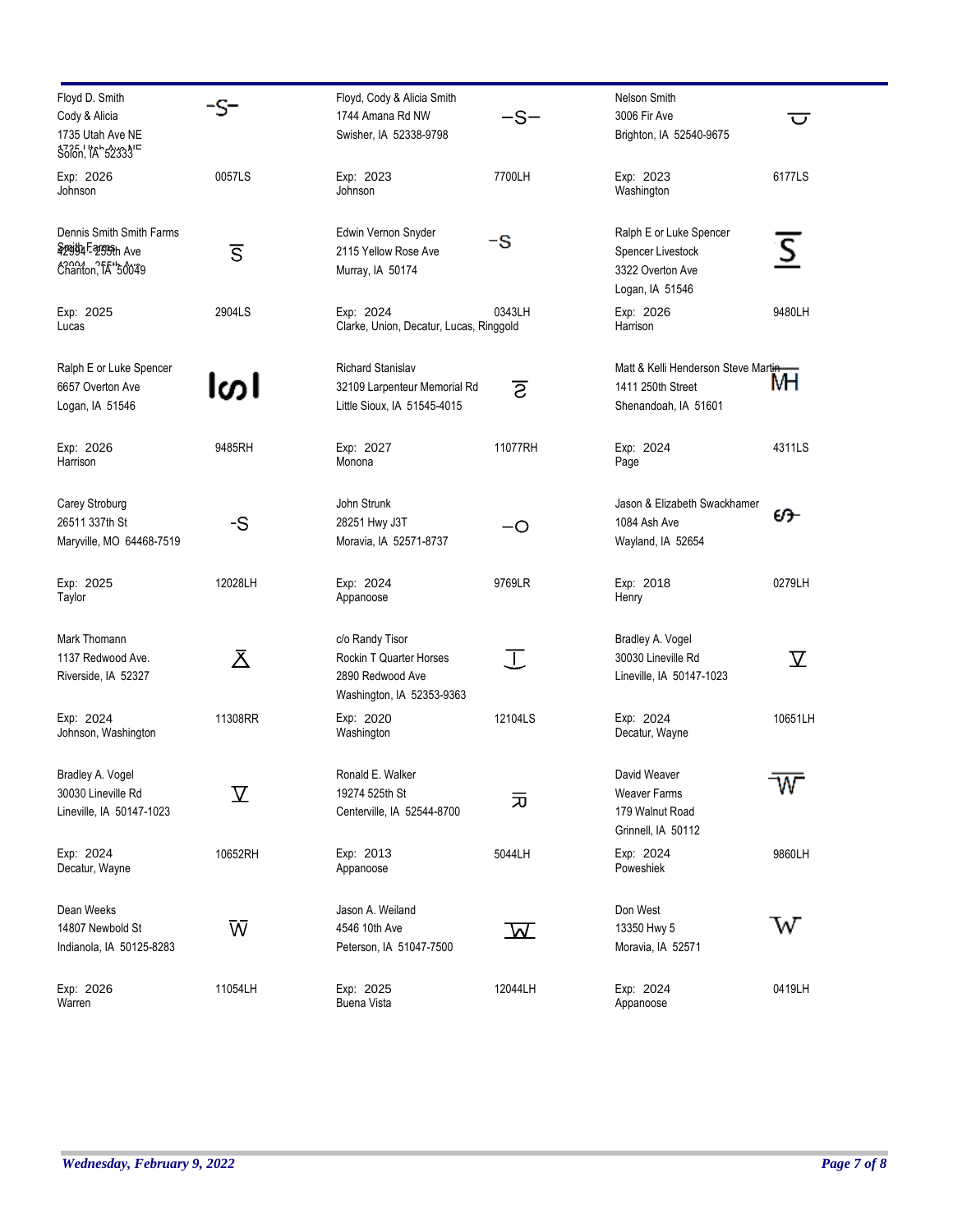Floyd D. Smith
Cody & Alicia
1735 Utah Ave NE
Solon, IA 52333

-S-

Exp: 2026 — 0057LS
Johnson

Floyd, Cody & Alicia Smith
1744 Amana Rd NW
Swisher, IA 52338-9798

—S—

Exp: 2023 — 7700LH
Johnson

Nelson Smith
3006 Fir Ave
Brighton, IA 52540-9675

Exp: 2023 — 6177LS
Washington

Dennis Smith Smith Farms
42904 255th Ave
Chariton, IA 50049

Exp: 2025 — 2904LS
Lucas

Edwin Vernon Snyder
2115 Yellow Rose Ave
Murray, IA 50174

-S

Exp: 2024 — 0343LH
Clarke, Union, Decatur, Lucas, Ringgold

Ralph E or Luke Spencer
Spencer Livestock
3322 Overton Ave
Logan, IA 51546

Exp: 2026 — 9480LH
Harrison

Ralph E or Luke Spencer
6657 Overton Ave
Logan, IA 51546

Exp: 2026 — 9485RH
Harrison

Richard Stanislav
32109 Larpenteur Memorial Rd
Little Sioux, IA 51545-4015

Exp: 2027 — 11077RH
Monona

Matt & Kelli Henderson Steve Martin
1411 250th Street
Shenandoah, IA 51601

MH

Exp: 2024 — 4311LS
Page

Carey Stroburg
26511 337th St
Maryville, MO 64468-7519

-S

Exp: 2025 — 12028LH
Taylor

John Strunk
28251 Hwy J3T
Moravia, IA 52571-8737

—O

Exp: 2024 — 9769LR
Appanoose

Jason & Elizabeth Swackhamer
1084 Ash Ave
Wayland, IA 52654

Exp: 2018 — 0279LH
Henry

Mark Thomann
1137 Redwood Ave.
Riverside, IA 52327

Exp: 2024 — 11308RR
Johnson, Washington

c/o Randy Tisor
Rockin T Quarter Horses
2890 Redwood Ave
Washington, IA 52353-9363

Exp: 2020 — 12104LS
Washington

Bradley A. Vogel
30030 Lineville Rd
Lineville, IA 50147-1023

Exp: 2024 — 10651LH
Decatur, Wayne

Bradley A. Vogel
30030 Lineville Rd
Lineville, IA 50147-1023

Exp: 2024 — 10652RH
Decatur, Wayne

Ronald E. Walker
19274 525th St
Centerville, IA 52544-8700

Exp: 2013 — 5044LH
Appanoose

David Weaver
Weaver Farms
179 Walnut Road
Grinnell, IA 50112

Exp: 2024 — 9860LH
Poweshiek

Dean Weeks
14807 Newbold St
Indianola, IA 50125-8283

Exp: 2026 — 11054LH
Warren

Jason A. Weiland
4546 10th Ave
Peterson, IA 51047-7500

Exp: 2025 — 12044LH
Buena Vista

Don West
13350 Hwy 5
Moravia, IA 52571

W

Exp: 2024 — 0419LH
Appanoose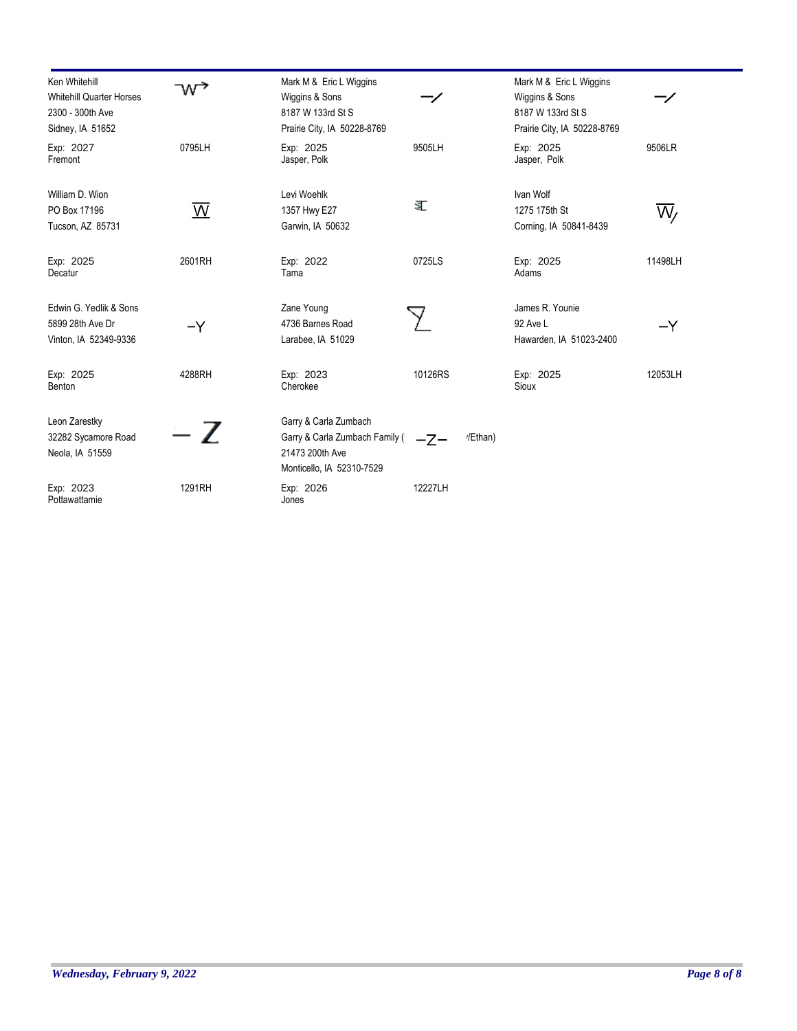Ken Whitehill
Whitehill Quarter Horses
2300 - 300th Ave
Sidney, IA 51652

Exp: 2027
Fremont

0795LH

Mark M & Eric L Wiggins
Wiggins & Sons
8187 W 133rd St S
Prairie City, IA 50228-8769

Exp: 2025
Jasper, Polk

9505LH

Mark M & Eric L Wiggins
Wiggins & Sons
8187 W 133rd St S
Prairie City, IA 50228-8769

Exp: 2025
Jasper, Polk

9506LR

William D. Wion
PO Box 17196
Tucson, AZ 85731

Exp: 2025
Decatur

2601RH

Levi Woehlk
1357 Hwy E27
Garwin, IA 50632

Exp: 2022
Tama

0725LS

Ivan Wolf
1275 175th St
Corning, IA 50841-8439

Exp: 2025
Adams

11498LH

Edwin G. Yedlik & Sons
5899 28th Ave Dr
Vinton, IA 52349-9336

Exp: 2025
Benton

4288RH

Zane Young
4736 Barnes Road
Larabee, IA 51029

Exp: 2023
Cherokee

10126RS

James R. Younie
92 Ave L
Hawarden, IA 51023-2400

Exp: 2025
Sioux

12053LH

Leon Zarestky
32282 Sycamore Road
Neola, IA 51559

Exp: 2023
Pottawattamie

1291RH

Garry & Carla Zumbach
Garry & Carla Zumbach Family ( /Ethan)
21473 200th Ave
Monticello, IA 52310-7529

Exp: 2026
Jones

12227LH